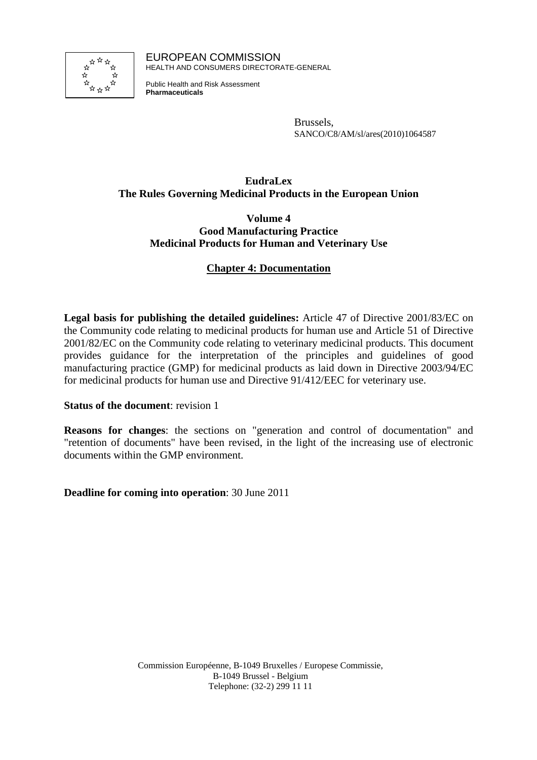EUROPEAN COMMISSION
HEALTH AND CONSUMERS DIRECTORATE-GENERAL

Public Health and Risk Assessment
**Pharmaceuticals**

Brussels,
SANCO/C8/AM/sl/ares(2010)1064587

# EudraLex
# The Rules Governing Medicinal Products in the European Union

## Volume 4
## Good Manufacturing Practice
## Medicinal Products for Human and Veterinary Use

## Chapter 4: Documentation

**Legal basis for publishing the detailed guidelines:** Article 47 of Directive 2001/83/EC on the Community code relating to medicinal products for human use and Article 51 of Directive 2001/82/EC on the Community code relating to veterinary medicinal products. This document provides guidance for the interpretation of the principles and guidelines of good manufacturing practice (GMP) for medicinal products as laid down in Directive 2003/94/EC for medicinal products for human use and Directive 91/412/EEC for veterinary use.

**Status of the document**: revision 1

**Reasons for changes**: the sections on "generation and control of documentation" and "retention of documents" have been revised, in the light of the increasing use of electronic documents within the GMP environment.

**Deadline for coming into operation**: 30 June 2011

Commission Européenne, B-1049 Bruxelles / Europese Commissie,
B-1049 Brussel - Belgium
Telephone: (32-2) 299 11 11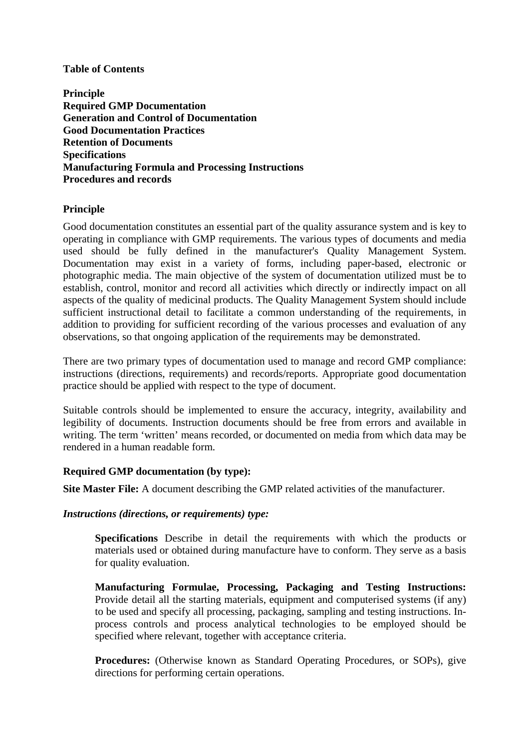**Table of Contents**

**Principle**
**Required GMP Documentation**
**Generation and Control of Documentation**
**Good Documentation Practices**
**Retention of Documents**
**Specifications**
**Manufacturing Formula and Processing Instructions**
**Procedures and records**

## Principle

Good documentation constitutes an essential part of the quality assurance system and is key to operating in compliance with GMP requirements. The various types of documents and media used should be fully defined in the manufacturer's Quality Management System. Documentation may exist in a variety of forms, including paper-based, electronic or photographic media. The main objective of the system of documentation utilized must be to establish, control, monitor and record all activities which directly or indirectly impact on all aspects of the quality of medicinal products. The Quality Management System should include sufficient instructional detail to facilitate a common understanding of the requirements, in addition to providing for sufficient recording of the various processes and evaluation of any observations, so that ongoing application of the requirements may be demonstrated.

There are two primary types of documentation used to manage and record GMP compliance: instructions (directions, requirements) and records/reports. Appropriate good documentation practice should be applied with respect to the type of document.

Suitable controls should be implemented to ensure the accuracy, integrity, availability and legibility of documents. Instruction documents should be free from errors and available in writing. The term 'written' means recorded, or documented on media from which data may be rendered in a human readable form.

## Required GMP documentation (by type):

**Site Master File:** A document describing the GMP related activities of the manufacturer.

***Instructions (directions, or requirements) type:***

> **Specifications** Describe in detail the requirements with which the products or materials used or obtained during manufacture have to conform. They serve as a basis for quality evaluation.
>
> **Manufacturing Formulae, Processing, Packaging and Testing Instructions:** Provide detail all the starting materials, equipment and computerised systems (if any) to be used and specify all processing, packaging, sampling and testing instructions. In-process controls and process analytical technologies to be employed should be specified where relevant, together with acceptance criteria.
>
> **Procedures:** (Otherwise known as Standard Operating Procedures, or SOPs), give directions for performing certain operations.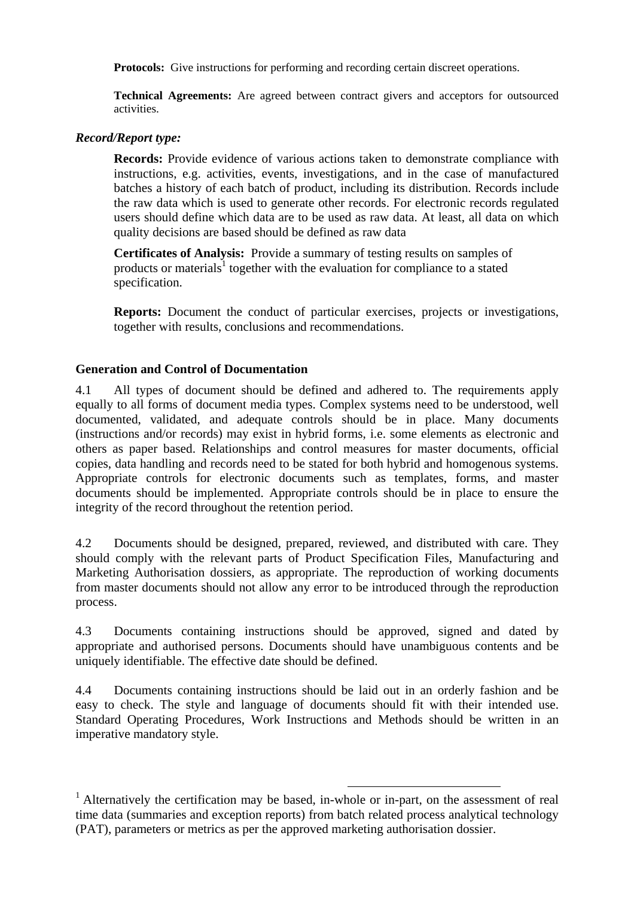**Protocols:** Give instructions for performing and recording certain discreet operations.

**Technical Agreements:** Are agreed between contract givers and acceptors for outsourced activities.

***Record/Report type:***

**Records:** Provide evidence of various actions taken to demonstrate compliance with instructions, e.g. activities, events, investigations, and in the case of manufactured batches a history of each batch of product, including its distribution. Records include the raw data which is used to generate other records. For electronic records regulated users should define which data are to be used as raw data. At least, all data on which quality decisions are based should be defined as raw data

**Certificates of Analysis:** Provide a summary of testing results on samples of products or materials[1] together with the evaluation for compliance to a stated specification.

**Reports:** Document the conduct of particular exercises, projects or investigations, together with results, conclusions and recommendations.

**Generation and Control of Documentation**

4.1 All types of document should be defined and adhered to. The requirements apply equally to all forms of document media types. Complex systems need to be understood, well documented, validated, and adequate controls should be in place. Many documents (instructions and/or records) may exist in hybrid forms, i.e. some elements as electronic and others as paper based. Relationships and control measures for master documents, official copies, data handling and records need to be stated for both hybrid and homogenous systems. Appropriate controls for electronic documents such as templates, forms, and master documents should be implemented. Appropriate controls should be in place to ensure the integrity of the record throughout the retention period.

4.2 Documents should be designed, prepared, reviewed, and distributed with care. They should comply with the relevant parts of Product Specification Files, Manufacturing and Marketing Authorisation dossiers, as appropriate. The reproduction of working documents from master documents should not allow any error to be introduced through the reproduction process.

4.3 Documents containing instructions should be approved, signed and dated by appropriate and authorised persons. Documents should have unambiguous contents and be uniquely identifiable. The effective date should be defined.

4.4 Documents containing instructions should be laid out in an orderly fashion and be easy to check. The style and language of documents should fit with their intended use. Standard Operating Procedures, Work Instructions and Methods should be written in an imperative mandatory style.

---

[1] Alternatively the certification may be based, in-whole or in-part, on the assessment of real time data (summaries and exception reports) from batch related process analytical technology (PAT), parameters or metrics as per the approved marketing authorisation dossier.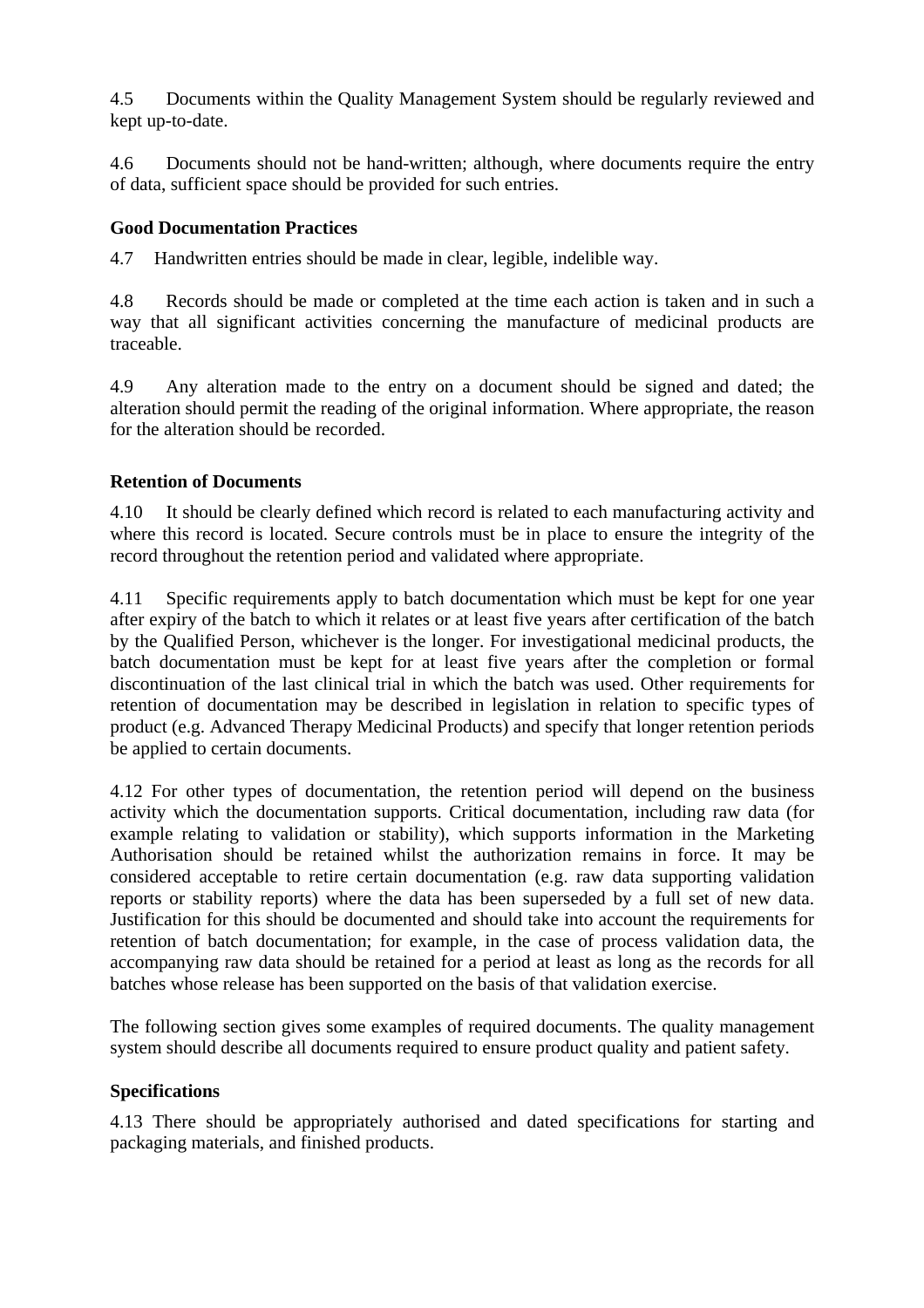4.5 Documents within the Quality Management System should be regularly reviewed and kept up-to-date.

4.6 Documents should not be hand-written; although, where documents require the entry of data, sufficient space should be provided for such entries.

**Good Documentation Practices**

4.7 Handwritten entries should be made in clear, legible, indelible way.

4.8 Records should be made or completed at the time each action is taken and in such a way that all significant activities concerning the manufacture of medicinal products are traceable.

4.9 Any alteration made to the entry on a document should be signed and dated; the alteration should permit the reading of the original information. Where appropriate, the reason for the alteration should be recorded.

**Retention of Documents**

4.10 It should be clearly defined which record is related to each manufacturing activity and where this record is located. Secure controls must be in place to ensure the integrity of the record throughout the retention period and validated where appropriate.

4.11 Specific requirements apply to batch documentation which must be kept for one year after expiry of the batch to which it relates or at least five years after certification of the batch by the Qualified Person, whichever is the longer. For investigational medicinal products, the batch documentation must be kept for at least five years after the completion or formal discontinuation of the last clinical trial in which the batch was used. Other requirements for retention of documentation may be described in legislation in relation to specific types of product (e.g. Advanced Therapy Medicinal Products) and specify that longer retention periods be applied to certain documents.

4.12 For other types of documentation, the retention period will depend on the business activity which the documentation supports. Critical documentation, including raw data (for example relating to validation or stability), which supports information in the Marketing Authorisation should be retained whilst the authorization remains in force. It may be considered acceptable to retire certain documentation (e.g. raw data supporting validation reports or stability reports) where the data has been superseded by a full set of new data. Justification for this should be documented and should take into account the requirements for retention of batch documentation; for example, in the case of process validation data, the accompanying raw data should be retained for a period at least as long as the records for all batches whose release has been supported on the basis of that validation exercise.

The following section gives some examples of required documents. The quality management system should describe all documents required to ensure product quality and patient safety.

**Specifications**

4.13 There should be appropriately authorised and dated specifications for starting and packaging materials, and finished products.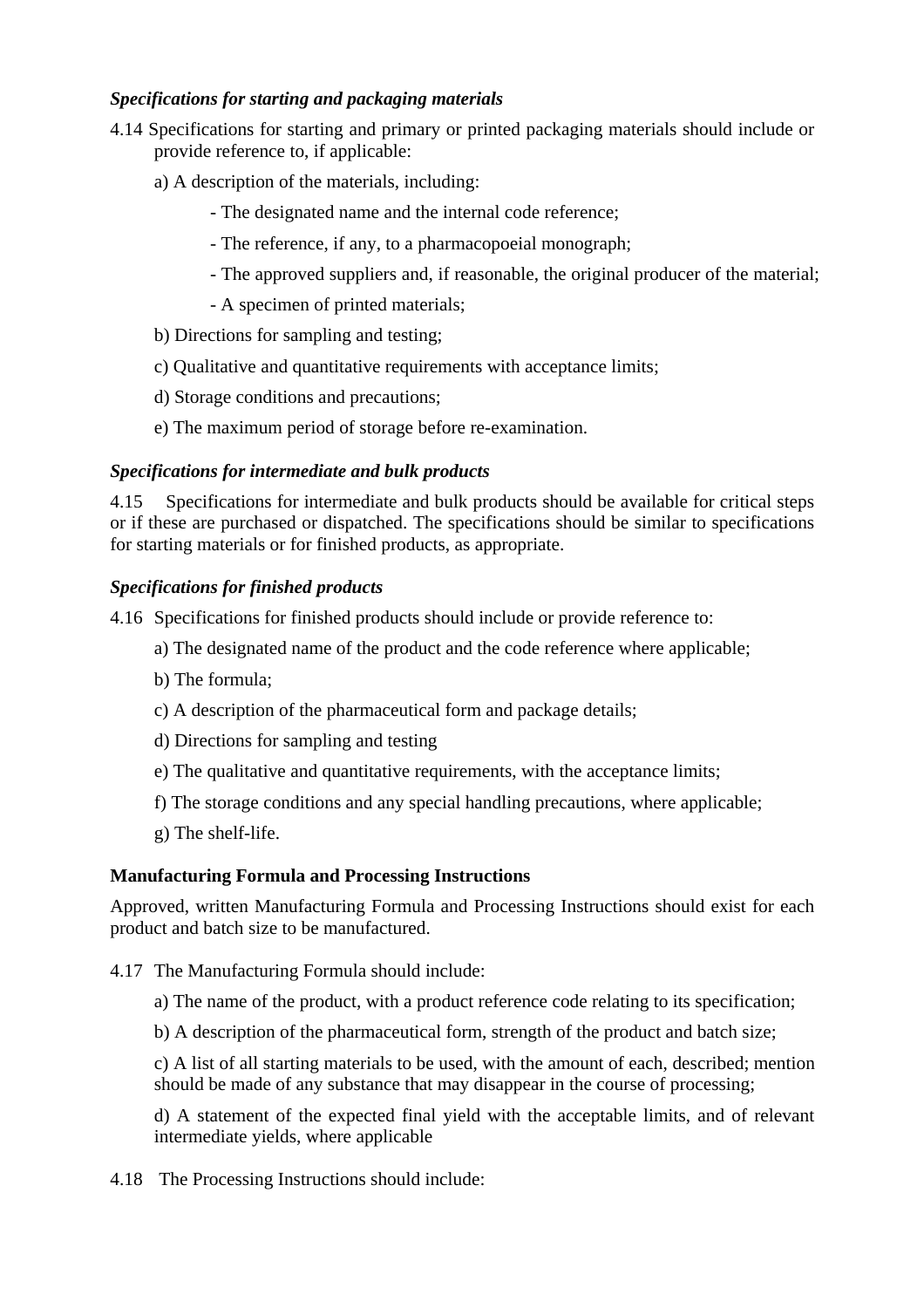***Specifications for starting and packaging materials***

4.14 Specifications for starting and primary or printed packaging materials should include or provide reference to, if applicable:

a) A description of the materials, including:

- The designated name and the internal code reference;
- The reference, if any, to a pharmacopoeial monograph;
- The approved suppliers and, if reasonable, the original producer of the material;
- A specimen of printed materials;

b) Directions for sampling and testing;

c) Qualitative and quantitative requirements with acceptance limits;

d) Storage conditions and precautions;

e) The maximum period of storage before re-examination.

***Specifications for intermediate and bulk products***

4.15 Specifications for intermediate and bulk products should be available for critical steps or if these are purchased or dispatched. The specifications should be similar to specifications for starting materials or for finished products, as appropriate.

***Specifications for finished products***

4.16 Specifications for finished products should include or provide reference to:

a) The designated name of the product and the code reference where applicable;

b) The formula;

c) A description of the pharmaceutical form and package details;

d) Directions for sampling and testing

e) The qualitative and quantitative requirements, with the acceptance limits;

f) The storage conditions and any special handling precautions, where applicable;

g) The shelf-life.

**Manufacturing Formula and Processing Instructions**

Approved, written Manufacturing Formula and Processing Instructions should exist for each product and batch size to be manufactured.

4.17 The Manufacturing Formula should include:

a) The name of the product, with a product reference code relating to its specification;

b) A description of the pharmaceutical form, strength of the product and batch size;

c) A list of all starting materials to be used, with the amount of each, described; mention should be made of any substance that may disappear in the course of processing;

d) A statement of the expected final yield with the acceptable limits, and of relevant intermediate yields, where applicable

4.18 The Processing Instructions should include: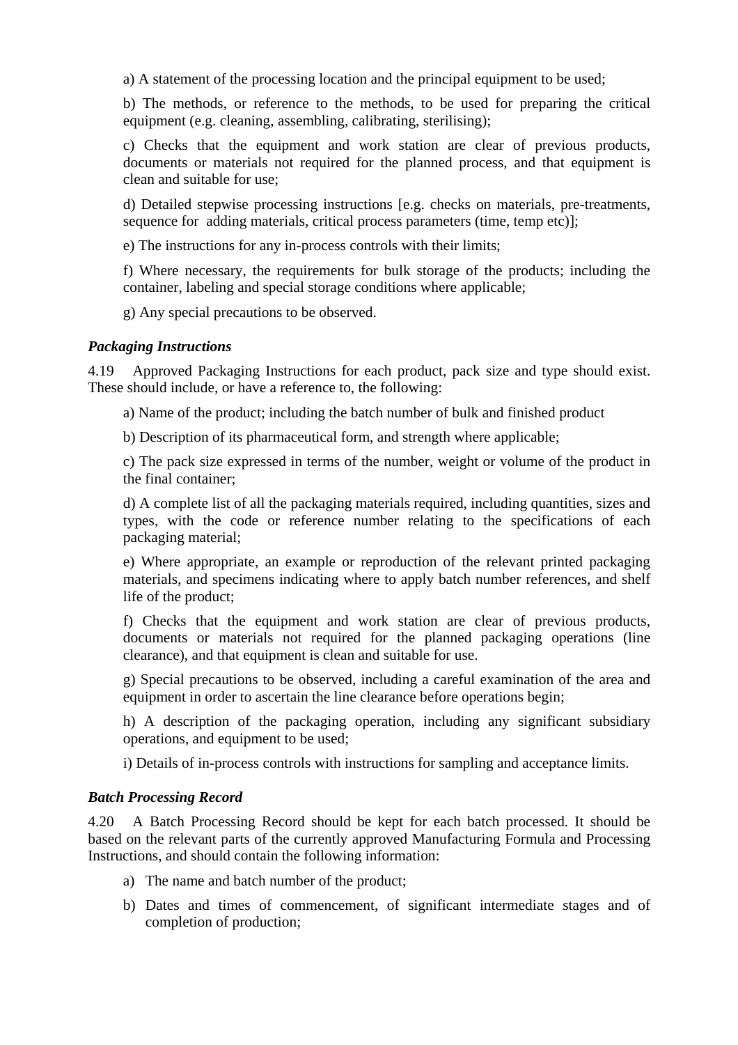a) A statement of the processing location and the principal equipment to be used;

b) The methods, or reference to the methods, to be used for preparing the critical equipment (e.g. cleaning, assembling, calibrating, sterilising);

c) Checks that the equipment and work station are clear of previous products, documents or materials not required for the planned process, and that equipment is clean and suitable for use;

d) Detailed stepwise processing instructions [e.g. checks on materials, pre-treatments, sequence for adding materials, critical process parameters (time, temp etc)];

e) The instructions for any in-process controls with their limits;

f) Where necessary, the requirements for bulk storage of the products; including the container, labeling and special storage conditions where applicable;

g) Any special precautions to be observed.

***Packaging Instructions***

4.19 Approved Packaging Instructions for each product, pack size and type should exist. These should include, or have a reference to, the following:

a) Name of the product; including the batch number of bulk and finished product

b) Description of its pharmaceutical form, and strength where applicable;

c) The pack size expressed in terms of the number, weight or volume of the product in the final container;

d) A complete list of all the packaging materials required, including quantities, sizes and types, with the code or reference number relating to the specifications of each packaging material;

e) Where appropriate, an example or reproduction of the relevant printed packaging materials, and specimens indicating where to apply batch number references, and shelf life of the product;

f) Checks that the equipment and work station are clear of previous products, documents or materials not required for the planned packaging operations (line clearance), and that equipment is clean and suitable for use.

g) Special precautions to be observed, including a careful examination of the area and equipment in order to ascertain the line clearance before operations begin;

h) A description of the packaging operation, including any significant subsidiary operations, and equipment to be used;

i) Details of in-process controls with instructions for sampling and acceptance limits.

***Batch Processing Record***

4.20 A Batch Processing Record should be kept for each batch processed. It should be based on the relevant parts of the currently approved Manufacturing Formula and Processing Instructions, and should contain the following information:

a) The name and batch number of the product;

b) Dates and times of commencement, of significant intermediate stages and of completion of production;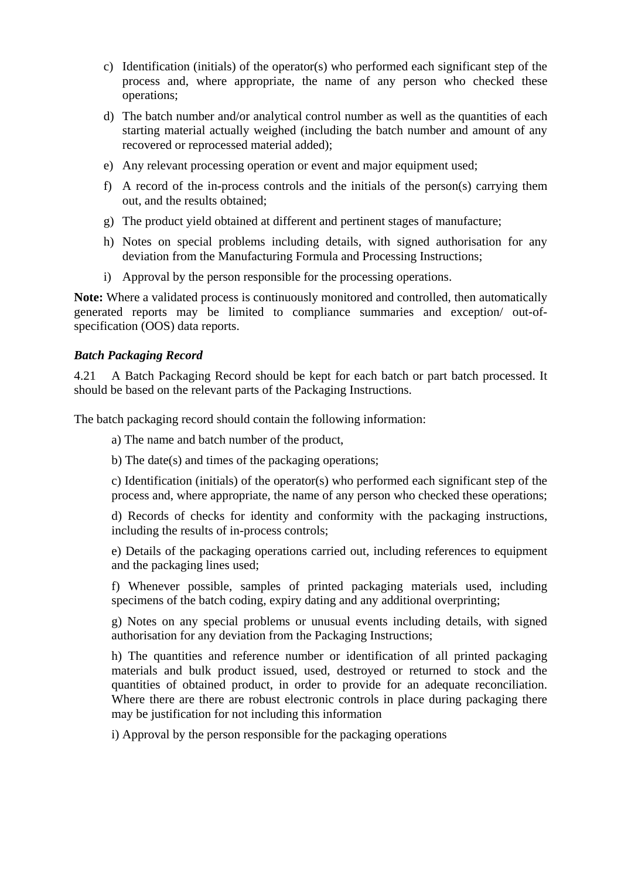c) Identification (initials) of the operator(s) who performed each significant step of the process and, where appropriate, the name of any person who checked these operations;

d) The batch number and/or analytical control number as well as the quantities of each starting material actually weighed (including the batch number and amount of any recovered or reprocessed material added);

e) Any relevant processing operation or event and major equipment used;

f) A record of the in-process controls and the initials of the person(s) carrying them out, and the results obtained;

g) The product yield obtained at different and pertinent stages of manufacture;

h) Notes on special problems including details, with signed authorisation for any deviation from the Manufacturing Formula and Processing Instructions;

i) Approval by the person responsible for the processing operations.

**Note:** Where a validated process is continuously monitored and controlled, then automatically generated reports may be limited to compliance summaries and exception/ out-of-specification (OOS) data reports.

***Batch Packaging Record***

4.21 A Batch Packaging Record should be kept for each batch or part batch processed. It should be based on the relevant parts of the Packaging Instructions.

The batch packaging record should contain the following information:

a) The name and batch number of the product,

b) The date(s) and times of the packaging operations;

c) Identification (initials) of the operator(s) who performed each significant step of the process and, where appropriate, the name of any person who checked these operations;

d) Records of checks for identity and conformity with the packaging instructions, including the results of in-process controls;

e) Details of the packaging operations carried out, including references to equipment and the packaging lines used;

f) Whenever possible, samples of printed packaging materials used, including specimens of the batch coding, expiry dating and any additional overprinting;

g) Notes on any special problems or unusual events including details, with signed authorisation for any deviation from the Packaging Instructions;

h) The quantities and reference number or identification of all printed packaging materials and bulk product issued, used, destroyed or returned to stock and the quantities of obtained product, in order to provide for an adequate reconciliation. Where there are there are robust electronic controls in place during packaging there may be justification for not including this information

i) Approval by the person responsible for the packaging operations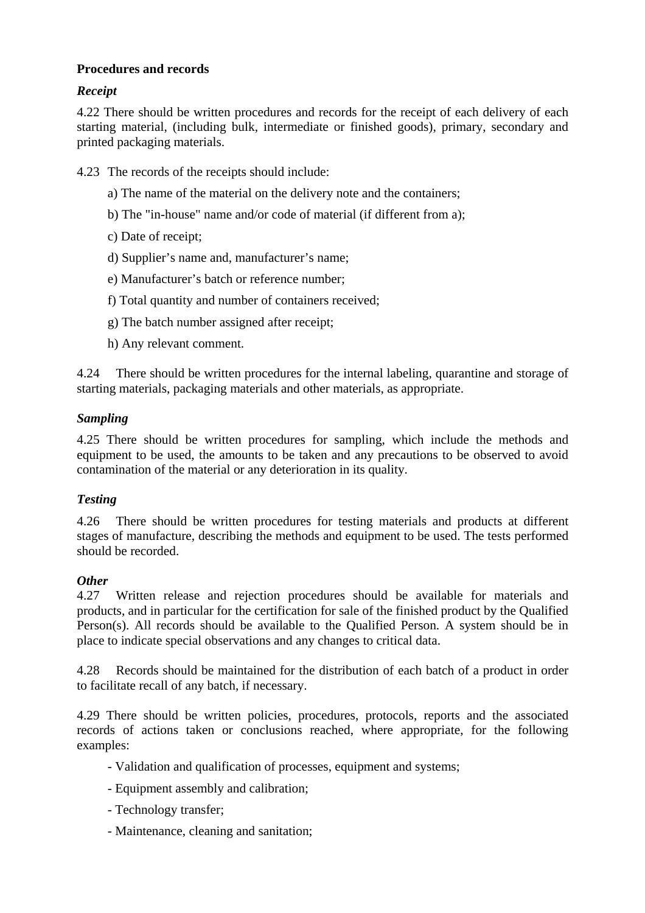**Procedures and records**

***Receipt***

4.22 There should be written procedures and records for the receipt of each delivery of each starting material, (including bulk, intermediate or finished goods), primary, secondary and printed packaging materials.

4.23 The records of the receipts should include:

a) The name of the material on the delivery note and the containers;

b) The "in-house" name and/or code of material (if different from a);

c) Date of receipt;

d) Supplier’s name and, manufacturer’s name;

e) Manufacturer’s batch or reference number;

f) Total quantity and number of containers received;

g) The batch number assigned after receipt;

h) Any relevant comment.

4.24 There should be written procedures for the internal labeling, quarantine and storage of starting materials, packaging materials and other materials, as appropriate.

***Sampling***

4.25 There should be written procedures for sampling, which include the methods and equipment to be used, the amounts to be taken and any precautions to be observed to avoid contamination of the material or any deterioration in its quality.

***Testing***

4.26 There should be written procedures for testing materials and products at different stages of manufacture, describing the methods and equipment to be used. The tests performed should be recorded.

***Other***

4.27 Written release and rejection procedures should be available for materials and products, and in particular for the certification for sale of the finished product by the Qualified Person(s). All records should be available to the Qualified Person. A system should be in place to indicate special observations and any changes to critical data.

4.28 Records should be maintained for the distribution of each batch of a product in order to facilitate recall of any batch, if necessary.

4.29 There should be written policies, procedures, protocols, reports and the associated records of actions taken or conclusions reached, where appropriate, for the following examples:

- Validation and qualification of processes, equipment and systems;
- Equipment assembly and calibration;
- Technology transfer;
- Maintenance, cleaning and sanitation;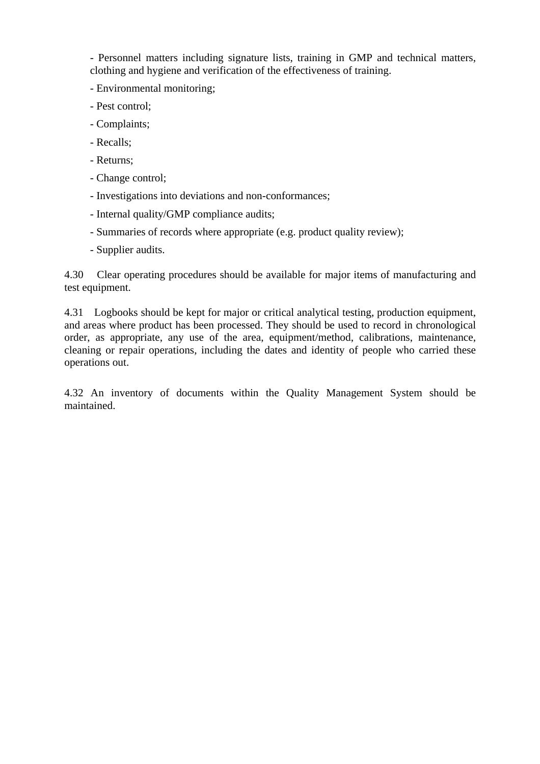- Personnel matters including signature lists, training in GMP and technical matters, clothing and hygiene and verification of the effectiveness of training.
- Environmental monitoring;
- Pest control;
- Complaints;
- Recalls;
- Returns;
- Change control;
- Investigations into deviations and non-conformances;
- Internal quality/GMP compliance audits;
- Summaries of records where appropriate (e.g. product quality review);
- Supplier audits.

4.30 Clear operating procedures should be available for major items of manufacturing and test equipment.

4.31 Logbooks should be kept for major or critical analytical testing, production equipment, and areas where product has been processed. They should be used to record in chronological order, as appropriate, any use of the area, equipment/method, calibrations, maintenance, cleaning or repair operations, including the dates and identity of people who carried these operations out.

4.32 An inventory of documents within the Quality Management System should be maintained.